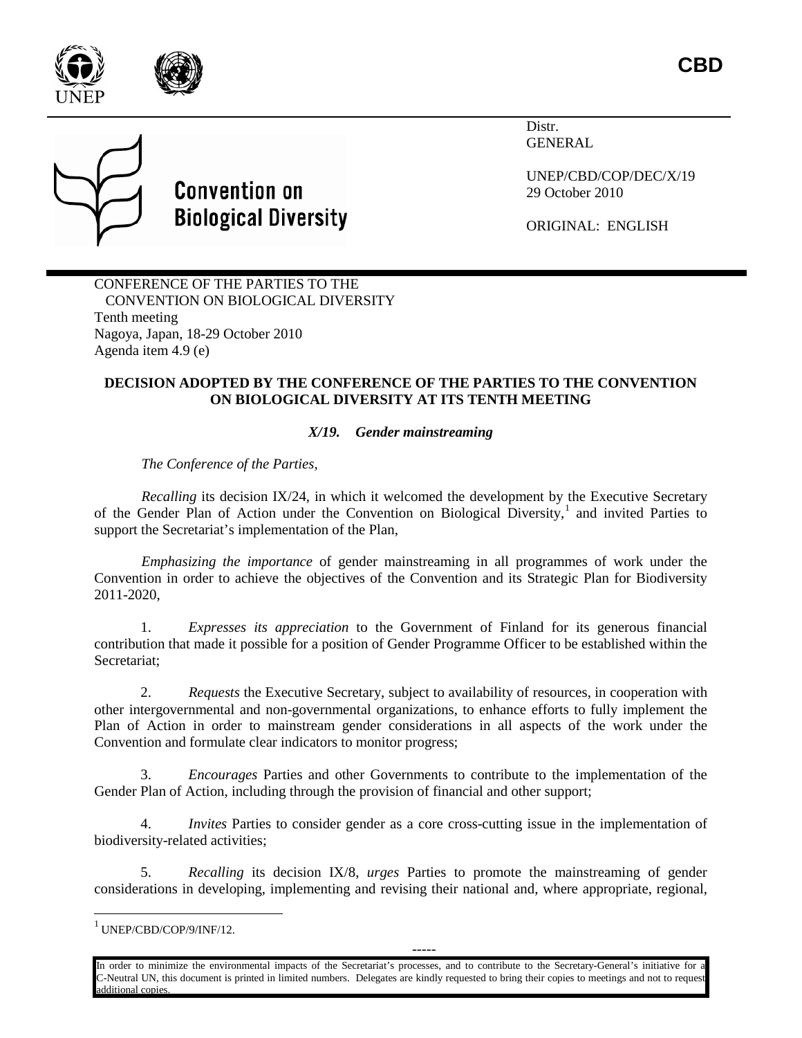CBD

Convention on Biological Diversity

Distr.
GENERAL

UNEP/CBD/COP/DEC/X/19
29 October 2010

ORIGINAL: ENGLISH

CONFERENCE OF THE PARTIES TO THE CONVENTION ON BIOLOGICAL DIVERSITY
Tenth meeting
Nagoya, Japan, 18-29 October 2010
Agenda item 4.9 (e)

## DECISION ADOPTED BY THE CONFERENCE OF THE PARTIES TO THE CONVENTION ON BIOLOGICAL DIVERSITY AT ITS TENTH MEETING

### *X/19. Gender mainstreaming*

*The Conference of the Parties,*

*Recalling* its decision IX/24, in which it welcomed the development by the Executive Secretary of the Gender Plan of Action under the Convention on Biological Diversity,[1] and invited Parties to support the Secretariat's implementation of the Plan,

*Emphasizing the importance* of gender mainstreaming in all programmes of work under the Convention in order to achieve the objectives of the Convention and its Strategic Plan for Biodiversity 2011-2020,

1. *Expresses its appreciation* to the Government of Finland for its generous financial contribution that made it possible for a position of Gender Programme Officer to be established within the Secretariat;

2. *Requests* the Executive Secretary, subject to availability of resources, in cooperation with other intergovernmental and non-governmental organizations, to enhance efforts to fully implement the Plan of Action in order to mainstream gender considerations in all aspects of the work under the Convention and formulate clear indicators to monitor progress;

3. *Encourages* Parties and other Governments to contribute to the implementation of the Gender Plan of Action, including through the provision of financial and other support;

4. *Invites* Parties to consider gender as a core cross-cutting issue in the implementation of biodiversity-related activities;

5. *Recalling* its decision IX/8, *urges* Parties to promote the mainstreaming of gender considerations in developing, implementing and revising their national and, where appropriate, regional,

---

[1] UNEP/CBD/COP/9/INF/12.

In order to minimize the environmental impacts of the Secretariat's processes, and to contribute to the Secretary-General's initiative for a C-Neutral UN, this document is printed in limited numbers. Delegates are kindly requested to bring their copies to meetings and not to request additional copies.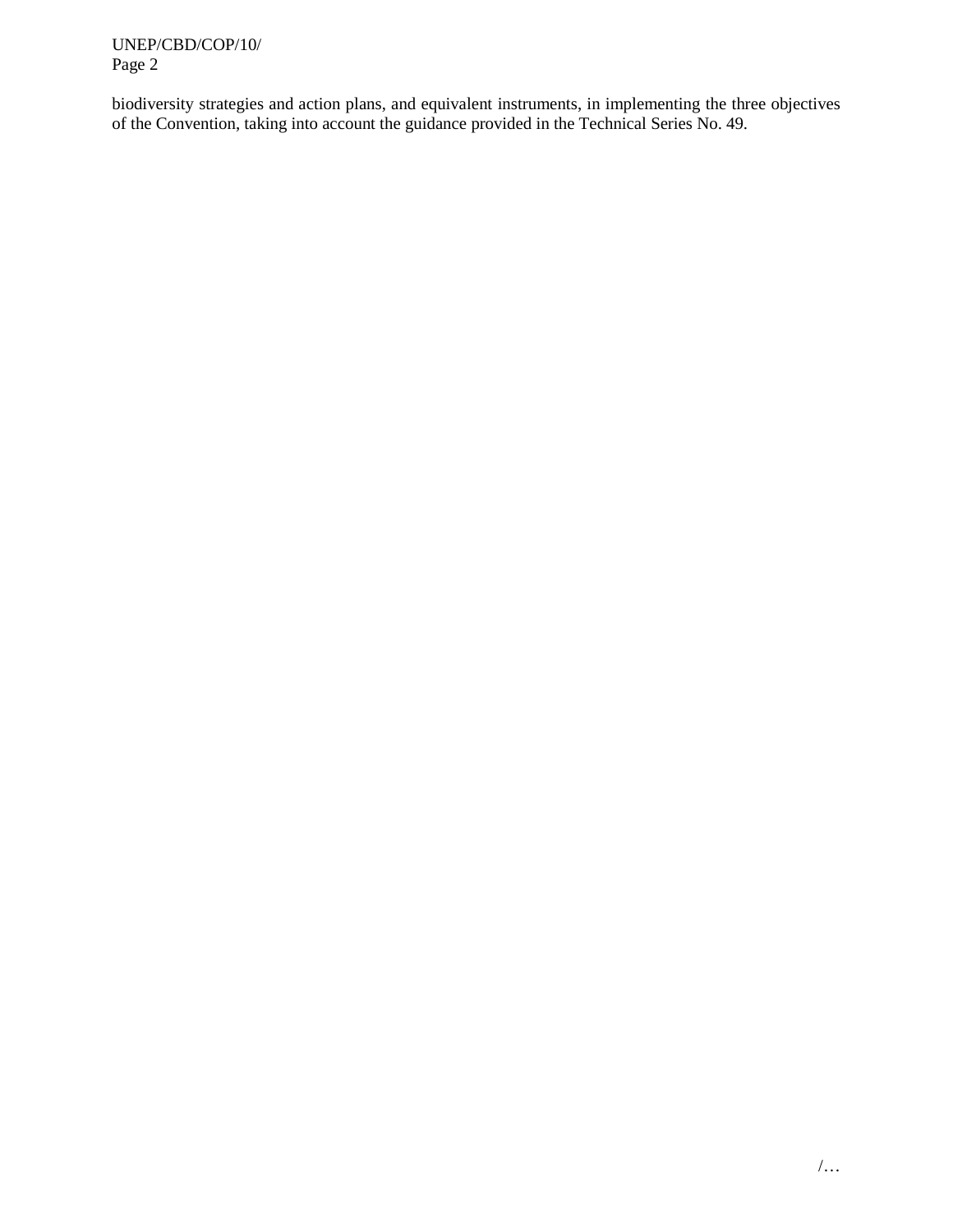biodiversity strategies and action plans, and equivalent instruments, in implementing the three objectives of the Convention, taking into account the guidance provided in the Technical Series No. 49.